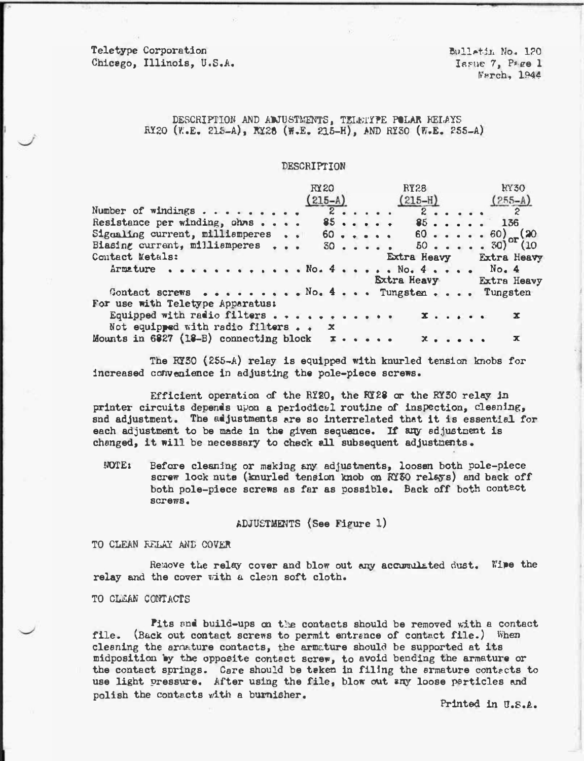Teletype Corporation
Chicago, Illinois, U.S.A.

Bulletin No. 120
Issue 7, Page 1
March, 1944

# DESCRIPTION AND ADJUSTMENTS, TELETYPE POLAR RELAYS RY20 (W.E. 215-A), RY28 (W.E. 215-H), AND RY30 (W.E. 255-A)

## DESCRIPTION

| | RY20 (215-A) | RY28 (215-H) | RY30 (255-A) |
|---|---|---|---|
| Number of windings | 2 | 2 | 2 |
| Resistance per winding, ohms | 85 | 85 | 136 |
| Signaling current, milliamperes | 60 | 60 | 60) or (20 |
| Biasing current, milliamperes | 30 | 50 | 30) or (10 |
| Contact Metals: | | | |
| Armature | No. 4 | Extra Heavy No. 4 | Extra Heavy No. 4 |
| Contact screws | No. 4 | Extra Heavy Tungsten | Extra Heavy Tungsten |
| For use with Teletype Apparatus: | | | |
| Equipped with radio filters | | x | x |
| Not equipped with radio filters | x | | |
| Mounts in 6827 (18-B) connecting block | x | x | x |

The RY30 (255-A) relay is equipped with knurled tension knobs for increased convenience in adjusting the pole-piece screws.

Efficient operation of the RY20, the RY28 or the RY30 relay in printer circuits depends upon a periodical routine of inspection, cleaning, and adjustment. The adjustments are so interrelated that it is essential for each adjustment to be made in the given sequence. If any adjustment is changed, it will be necessary to check all subsequent adjustments.

NOTE: Before cleaning or making any adjustments, loosen both pole-piece screw lock nuts (knurled tension knob on RY30 relays) and back off both pole-piece screws as far as possible. Back off both contact screws.

## ADJUSTMENTS (See Figure 1)

### TO CLEAN RELAY AND COVER

Remove the relay cover and blow out any accumulated dust. Wipe the relay and the cover with a clean soft cloth.

### TO CLEAN CONTACTS

Pits and build-ups on the contacts should be removed with a contact file. (Back out contact screws to permit entrance of contact file.) When cleaning the armature contacts, the armature should be supported at its midposition by the opposite contact screw, to avoid bending the armature or the contact springs. Care should be taken in filing the armature contacts to use light pressure. After using the file, blow out any loose particles and polish the contacts with a burnisher.

Printed in U.S.A.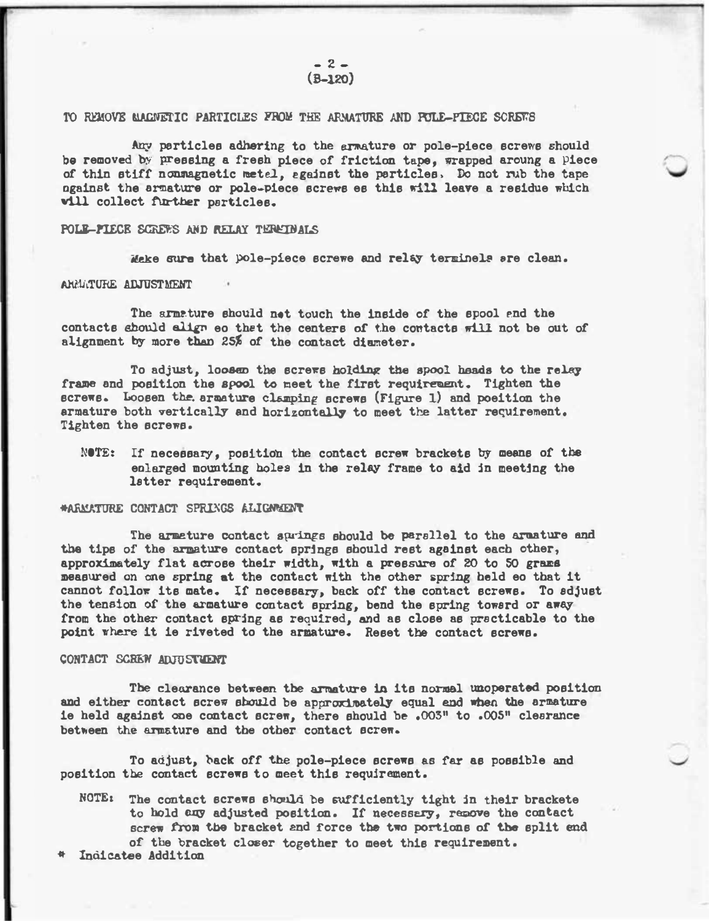## TO REMOVE MAGNETIC PARTICLES FROM THE ARMATURE AND POLE-PIECE SCREWS

Any particles adhering to the armature or pole-piece screws should be removed by pressing a fresh piece of friction tape, wrapped around a piece of thin stiff nonmagnetic metal, against the particles. Do not rub the tape against the armature or pole-piece screws as this will leave a residue which will collect further particles.

## POLE-PIECE SCREWS AND RELAY TERMINALS

Make sure that pole-piece screws and relay terminals are clean.

## ARMATURE ADJUSTMENT

The armature should not touch the inside of the spool and the contacts should align so that the centers of the contacts will not be out of alignment by more than 25% of the contact diameter.

To adjust, loosen the screws holding the spool heads to the relay frame and position the spool to meet the first requirement. Tighten the screws. Loosen the armature clamping screws (Figure 1) and position the armature both vertically and horizontally to meet the latter requirement. Tighten the screws.

> NOTE: If necessary, position the contact screw brackets by means of the enlarged mounting holes in the relay frame to aid in meeting the latter requirement.

## *ARMATURE CONTACT SPRINGS ALIGNMENT

The armature contact springs should be parallel to the armature and the tips of the armature contact springs should rest against each other, approximately flat across their width, with a pressure of 20 to 50 grams measured on one spring at the contact with the other spring held so that it cannot follow its mate. If necessary, back off the contact screws. To adjust the tension of the armature contact spring, bend the spring toward or away from the other contact spring as required, and as close as practicable to the point where it is riveted to the armature. Reset the contact screws.

## CONTACT SCREW ADJUSTMENT

The clearance between the armature in its normal unoperated position and either contact screw should be approximately equal and when the armature is held against one contact screw, there should be .003" to .005" clearance between the armature and the other contact screw.

To adjust, back off the pole-piece screws as far as possible and position the contact screws to meet this requirement.

> NOTE: The contact screws should be sufficiently tight in their brackets to hold any adjusted position. If necessary, remove the contact screw from the bracket and force the two portions of the split end of the bracket closer together to meet this requirement.

\* Indicates Addition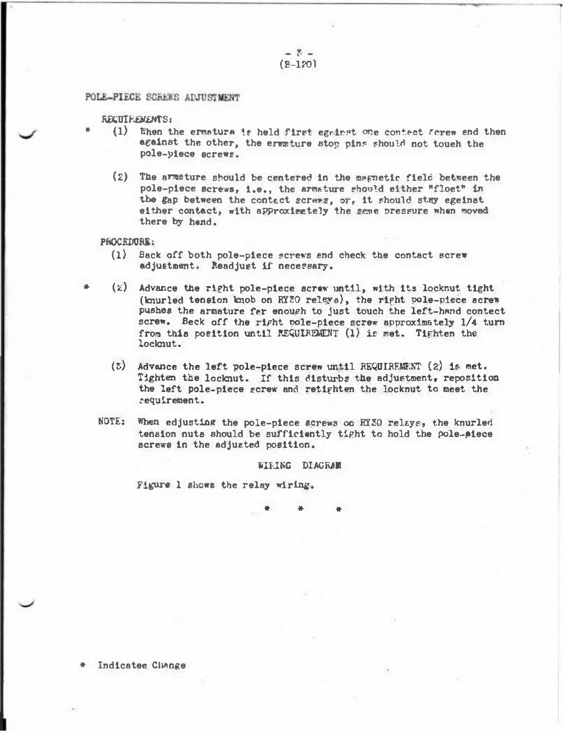## POLE-PIECE SCREWS ADJUSTMENT

REQUIREMENTS:

\* (1) When the armature is held first against one contact screw end then against the other, the armature stop pins should not touch the pole-piece screws.

(2) The armature should be centered in the magnetic field between the pole-piece screws, i.e., the armature should either "float" in the gap between the contact screws, or, it should stay against either contact, with approximately the same pressure when moved there by hand.

PROCEDURE:

(1) Back off both pole-piece screws and check the contact screw adjustment. Readjust if necessary.

\* (2) Advance the right pole-piece screw until, with its locknut tight (knurled tension knob on RY30 relays), the right pole-piece screw pushes the armature far enough to just touch the left-hand contact screw. Back off the right pole-piece screw approximately 1/4 turn from this position until REQUIREMENT (1) is met. Tighten the locknut.

(3) Advance the left pole-piece screw until REQUIREMENT (2) is met. Tighten the locknut. If this disturbs the adjustment, reposition the left pole-piece screw and retighten the locknut to meet the requirement.

NOTE: When adjusting the pole-piece screws on RY30 relays, the knurled tension nuts should be sufficiently tight to hold the pole-piece screws in the adjusted position.

## WIRING DIAGRAM

Figure 1 shows the relay wiring.

\* \* \*

\* Indicates Change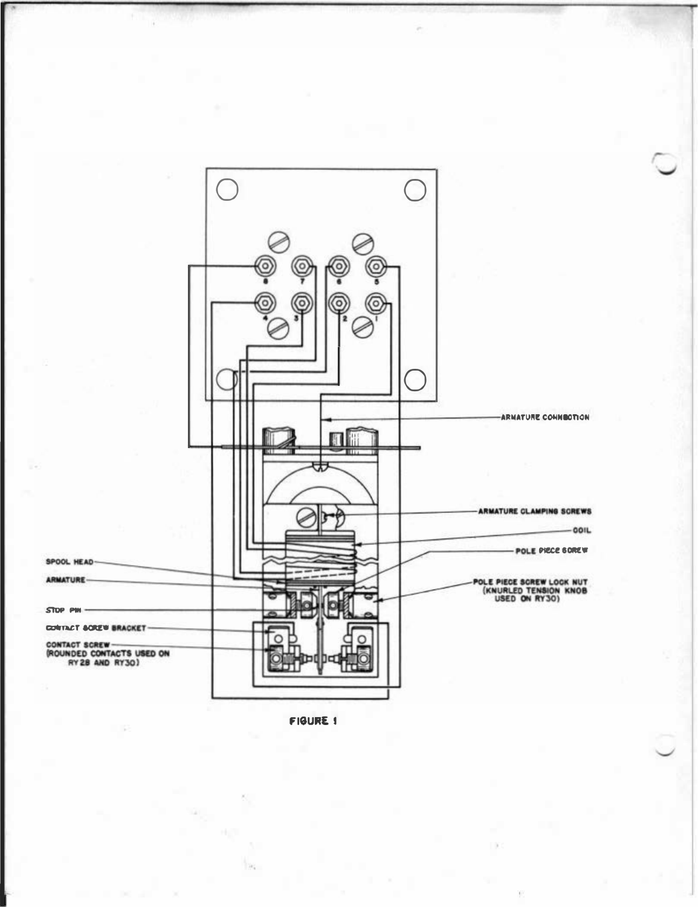8 7 6 5

4 3 2 1

ARMATURE CONNECTION

ARMATURE CLAMPING SCREWS

COIL

POLE PIECE SCREW

POLE PIECE SCREW LOCK NUT (KNURLED TENSION KNOB USED ON RY30)

SPOOL HEAD

ARMATURE

STOP PIN

CONTACT SCREW BRACKET

CONTACT SCREW (ROUNDED CONTACTS USED ON RY28 AND RY30)

FIGURE 1